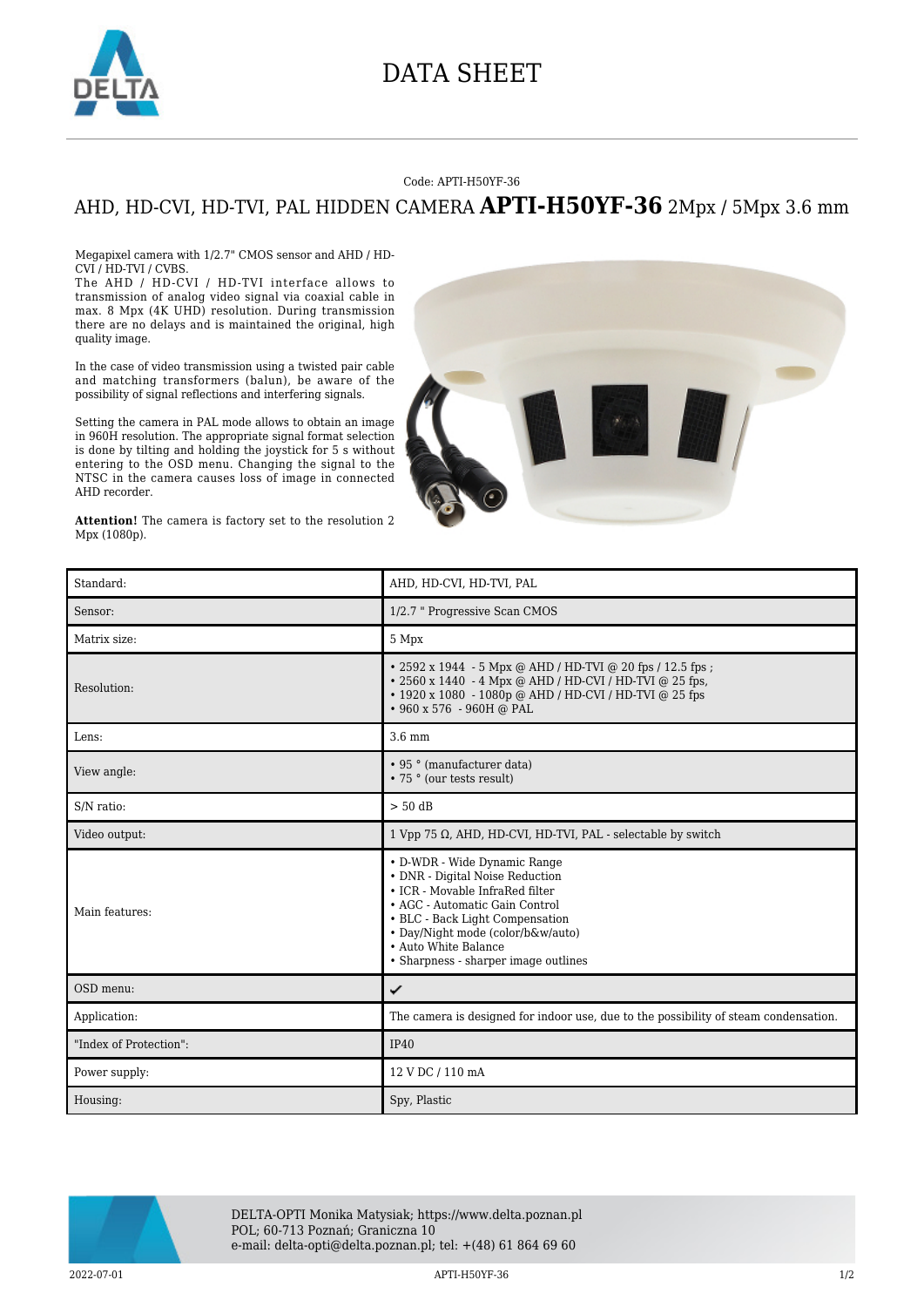# DATA SHEET

Code: APTI-H50YF-36

## AHD, HD-CVI, HD-TVI, PAL HIDDEN CAMERA **APTI-H50YF-36** 2Mpx / 5Mpx 3.6 mm

Megapixel camera with 1/2.7" CMOS sensor and AHD / HD-CVI / HD-TVI / CVBS.
The AHD / HD-CVI / HD-TVI interface allows to transmission of analog video signal via coaxial cable in max. 8 Mpx (4K UHD) resolution. During transmission there are no delays and is maintained the original, high quality image.

In the case of video transmission using a twisted pair cable and matching transformers (balun), be aware of the possibility of signal reflections and interfering signals.

Setting the camera in PAL mode allows to obtain an image in 960H resolution. The appropriate signal format selection is done by tilting and holding the joystick for 5 s without entering to the OSD menu. Changing the signal to the NTSC in the camera causes loss of image in connected AHD recorder.

**Attention!** The camera is factory set to the resolution 2 Mpx (1080p).

| | |
|---|---|
| Standard: | AHD, HD-CVI, HD-TVI, PAL |
| Sensor: | 1/2.7 " Progressive Scan CMOS |
| Matrix size: | 5 Mpx |
| Resolution: | • 2592 x 1944 - 5 Mpx @ AHD / HD-TVI @ 20 fps / 12.5 fps ;<br>• 2560 x 1440 - 4 Mpx @ AHD / HD-CVI / HD-TVI @ 25 fps,<br>• 1920 x 1080 - 1080p @ AHD / HD-CVI / HD-TVI @ 25 fps<br>• 960 x 576 - 960H @ PAL |
| Lens: | 3.6 mm |
| View angle: | • 95 ° (manufacturer data)<br>• 75 ° (our tests result) |
| S/N ratio: | > 50 dB |
| Video output: | 1 Vpp 75 Ω, AHD, HD-CVI, HD-TVI, PAL - selectable by switch |
| Main features: | • D-WDR - Wide Dynamic Range<br>• DNR - Digital Noise Reduction<br>• ICR - Movable InfraRed filter<br>• AGC - Automatic Gain Control<br>• BLC - Back Light Compensation<br>• Day/Night mode (color/b&w/auto)<br>• Auto White Balance<br>• Sharpness - sharper image outlines |
| OSD menu: | ✔ |
| Application: | The camera is designed for indoor use, due to the possibility of steam condensation. |
| "Index of Protection": | IP40 |
| Power supply: | 12 V DC / 110 mA |
| Housing: | Spy, Plastic |

DELTA-OPTI Monika Matysiak; https://www.delta.poznan.pl
POL; 60-713 Poznań; Graniczna 10
e-mail: delta-opti@delta.poznan.pl; tel: +(48) 61 864 69 60

2022-07-01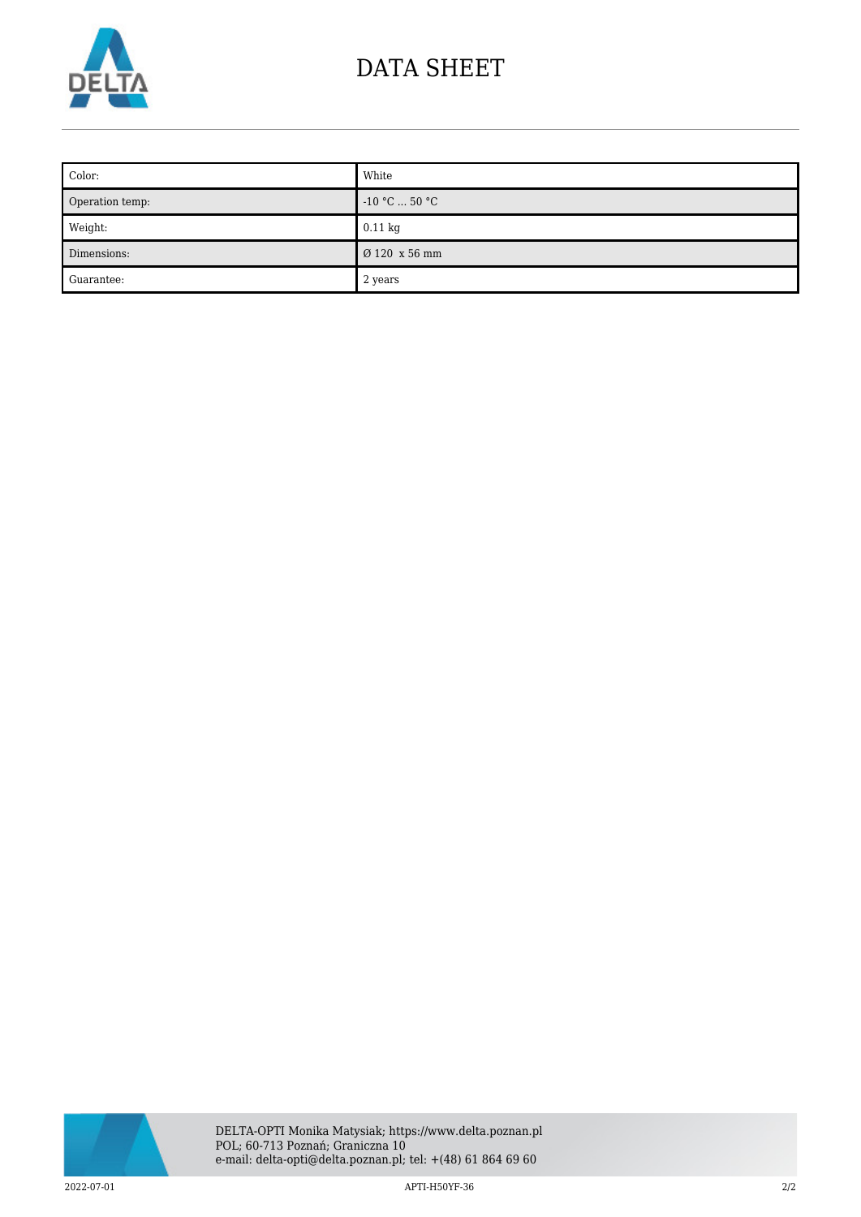| | |
|---|---|
| Color: | White |
| Operation temp: | -10 °C ... 50 °C |
| Weight: | 0.11 kg |
| Dimensions: | Ø 120  x 56 mm |
| Guarantee: | 2 years |